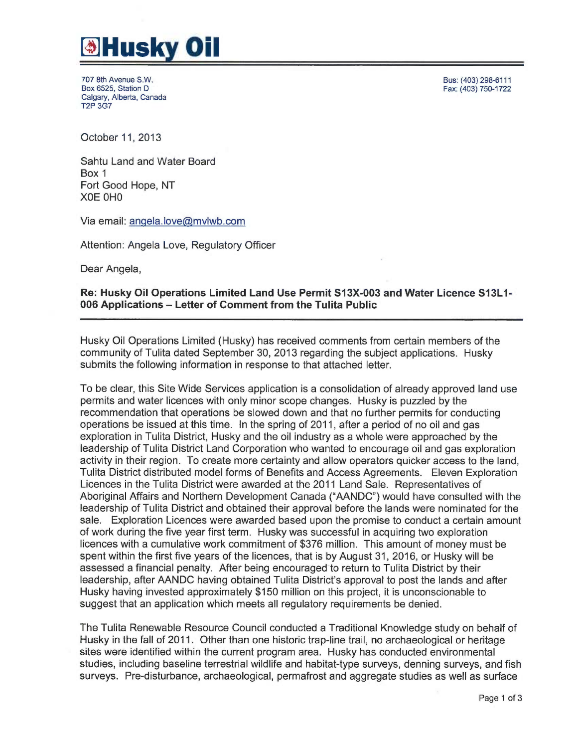# Husky Oil

707 8th Avenue S.W.
Box 6525, Station D
Calgary, Alberta, Canada
T2P 3G7

Bus: (403) 298-6111
Fax: (403) 750-1722

October 11, 2013

Sahtu Land and Water Board
Box 1
Fort Good Hope, NT
X0E 0H0

Via email: angela.love@mvlwb.com

Attention: Angela Love, Regulatory Officer

Dear Angela,

**Re: Husky Oil Operations Limited Land Use Permit S13X-003 and Water Licence S13L1-006 Applications – Letter of Comment from the Tulita Public**

Husky Oil Operations Limited (Husky) has received comments from certain members of the community of Tulita dated September 30, 2013 regarding the subject applications. Husky submits the following information in response to that attached letter.

To be clear, this Site Wide Services application is a consolidation of already approved land use permits and water licences with only minor scope changes. Husky is puzzled by the recommendation that operations be slowed down and that no further permits for conducting operations be issued at this time. In the spring of 2011, after a period of no oil and gas exploration in Tulita District, Husky and the oil industry as a whole were approached by the leadership of Tulita District Land Corporation who wanted to encourage oil and gas exploration activity in their region. To create more certainty and allow operators quicker access to the land, Tulita District distributed model forms of Benefits and Access Agreements. Eleven Exploration Licences in the Tulita District were awarded at the 2011 Land Sale. Representatives of Aboriginal Affairs and Northern Development Canada ("AANDC") would have consulted with the leadership of Tulita District and obtained their approval before the lands were nominated for the sale. Exploration Licences were awarded based upon the promise to conduct a certain amount of work during the five year first term. Husky was successful in acquiring two exploration licences with a cumulative work commitment of $376 million. This amount of money must be spent within the first five years of the licences, that is by August 31, 2016, or Husky will be assessed a financial penalty. After being encouraged to return to Tulita District by their leadership, after AANDC having obtained Tulita District's approval to post the lands and after Husky having invested approximately $150 million on this project, it is unconscionable to suggest that an application which meets all regulatory requirements be denied.

The Tulita Renewable Resource Council conducted a Traditional Knowledge study on behalf of Husky in the fall of 2011. Other than one historic trap-line trail, no archaeological or heritage sites were identified within the current program area. Husky has conducted environmental studies, including baseline terrestrial wildlife and habitat-type surveys, denning surveys, and fish surveys. Pre-disturbance, archaeological, permafrost and aggregate studies as well as surface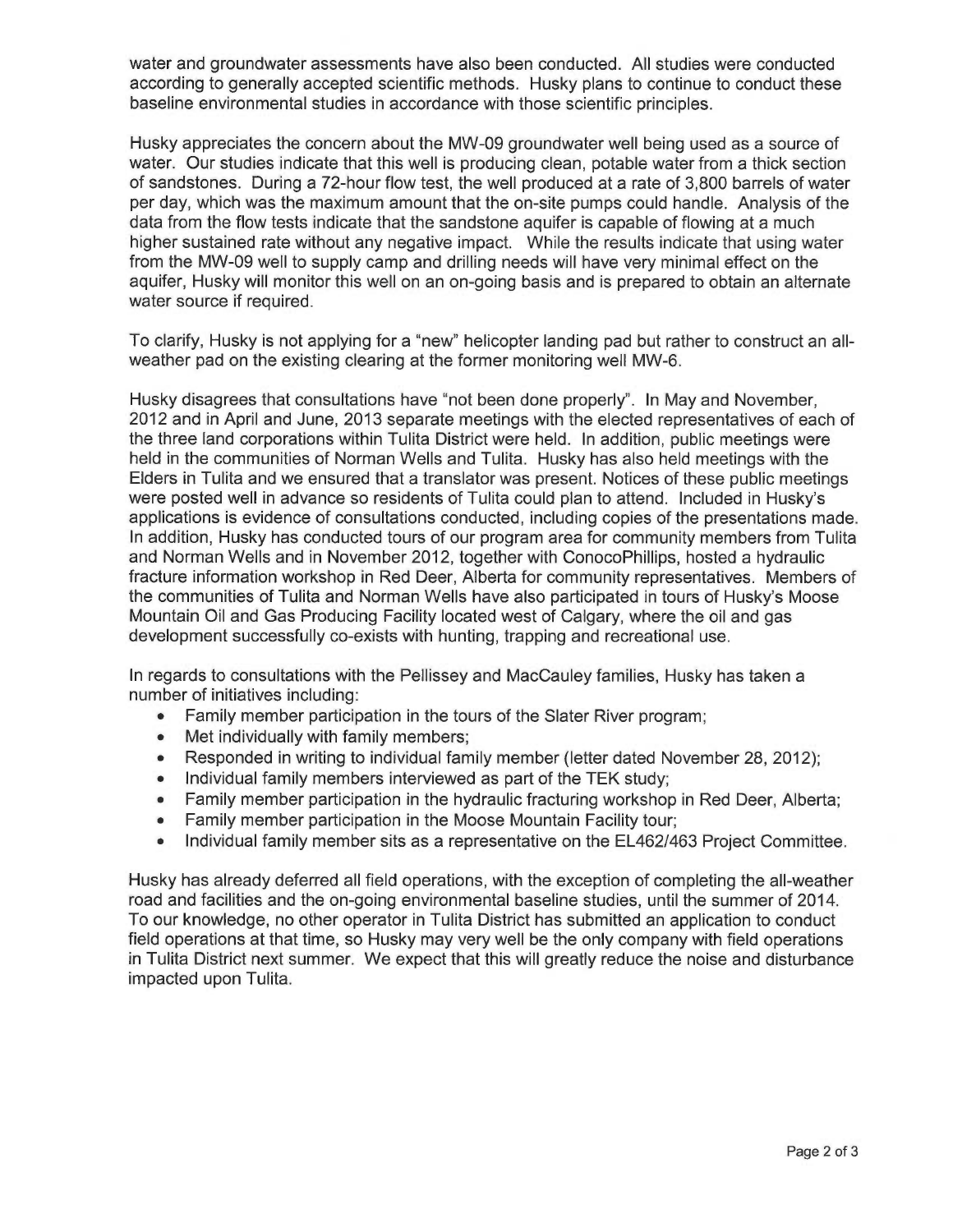water and groundwater assessments have also been conducted. All studies were conducted according to generally accepted scientific methods. Husky plans to continue to conduct these baseline environmental studies in accordance with those scientific principles.

Husky appreciates the concern about the MW-09 groundwater well being used as a source of water. Our studies indicate that this well is producing clean, potable water from a thick section of sandstones. During a 72-hour flow test, the well produced at a rate of 3,800 barrels of water per day, which was the maximum amount that the on-site pumps could handle. Analysis of the data from the flow tests indicate that the sandstone aquifer is capable of flowing at a much higher sustained rate without any negative impact. While the results indicate that using water from the MW-09 well to supply camp and drilling needs will have very minimal effect on the aquifer, Husky will monitor this well on an on-going basis and is prepared to obtain an alternate water source if required.

To clarify, Husky is not applying for a "new" helicopter landing pad but rather to construct an all-weather pad on the existing clearing at the former monitoring well MW-6.

Husky disagrees that consultations have "not been done properly". In May and November, 2012 and in April and June, 2013 separate meetings with the elected representatives of each of the three land corporations within Tulita District were held. In addition, public meetings were held in the communities of Norman Wells and Tulita. Husky has also held meetings with the Elders in Tulita and we ensured that a translator was present. Notices of these public meetings were posted well in advance so residents of Tulita could plan to attend. Included in Husky's applications is evidence of consultations conducted, including copies of the presentations made. In addition, Husky has conducted tours of our program area for community members from Tulita and Norman Wells and in November 2012, together with ConocoPhillips, hosted a hydraulic fracture information workshop in Red Deer, Alberta for community representatives. Members of the communities of Tulita and Norman Wells have also participated in tours of Husky's Moose Mountain Oil and Gas Producing Facility located west of Calgary, where the oil and gas development successfully co-exists with hunting, trapping and recreational use.

In regards to consultations with the Pellissey and MacCauley families, Husky has taken a number of initiatives including:

- Family member participation in the tours of the Slater River program;
- Met individually with family members;
- Responded in writing to individual family member (letter dated November 28, 2012);
- Individual family members interviewed as part of the TEK study;
- Family member participation in the hydraulic fracturing workshop in Red Deer, Alberta;
- Family member participation in the Moose Mountain Facility tour;
- Individual family member sits as a representative on the EL462/463 Project Committee.

Husky has already deferred all field operations, with the exception of completing the all-weather road and facilities and the on-going environmental baseline studies, until the summer of 2014. To our knowledge, no other operator in Tulita District has submitted an application to conduct field operations at that time, so Husky may very well be the only company with field operations in Tulita District next summer. We expect that this will greatly reduce the noise and disturbance impacted upon Tulita.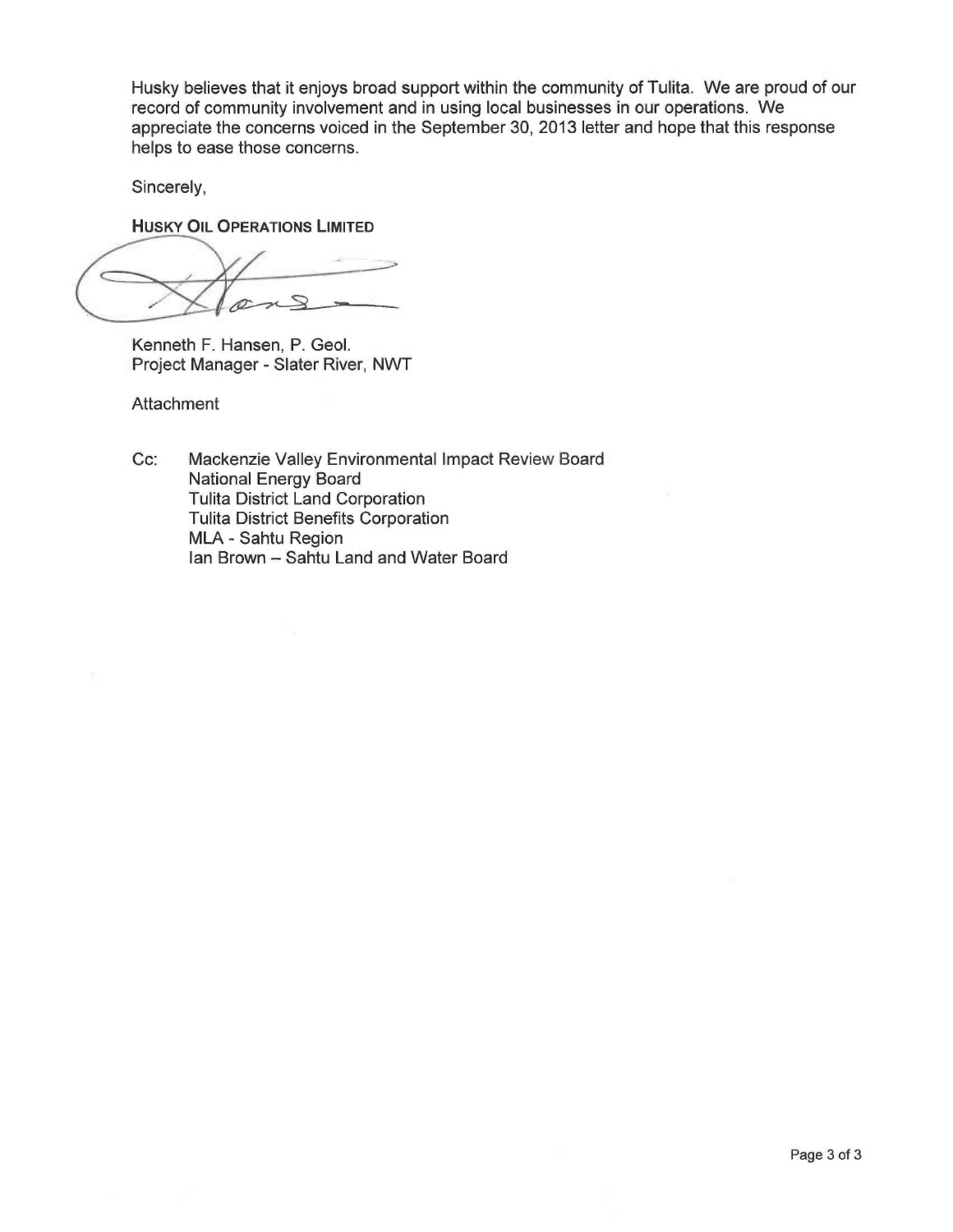Husky believes that it enjoys broad support within the community of Tulita. We are proud of our record of community involvement and in using local businesses in our operations. We appreciate the concerns voiced in the September 30, 2013 letter and hope that this response helps to ease those concerns.

Sincerely,

**HUSKY OIL OPERATIONS LIMITED**

Kenneth F. Hansen, P. Geol.
Project Manager - Slater River, NWT

Attachment

Cc: Mackenzie Valley Environmental Impact Review Board
National Energy Board
Tulita District Land Corporation
Tulita District Benefits Corporation
MLA - Sahtu Region
Ian Brown – Sahtu Land and Water Board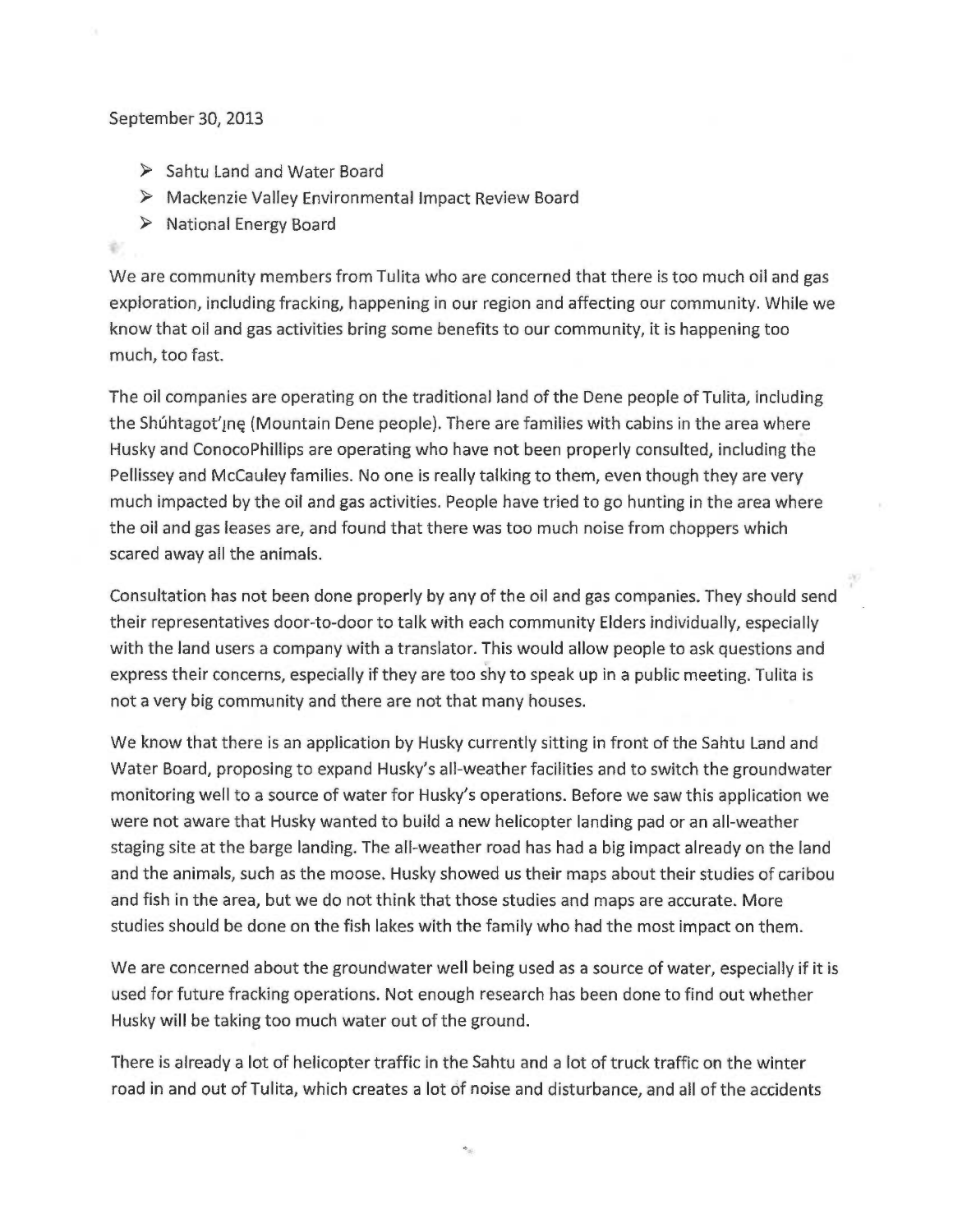September 30, 2013

- Sahtu Land and Water Board
- Mackenzie Valley Environmental Impact Review Board
- National Energy Board

We are community members from Tulita who are concerned that there is too much oil and gas exploration, including fracking, happening in our region and affecting our community. While we know that oil and gas activities bring some benefits to our community, it is happening too much, too fast.

The oil companies are operating on the traditional land of the Dene people of Tulita, including the Shúhtagot'įnę (Mountain Dene people). There are families with cabins in the area where Husky and ConocoPhillips are operating who have not been properly consulted, including the Pellissey and McCauley families. No one is really talking to them, even though they are very much impacted by the oil and gas activities. People have tried to go hunting in the area where the oil and gas leases are, and found that there was too much noise from choppers which scared away all the animals.

Consultation has not been done properly by any of the oil and gas companies. They should send their representatives door-to-door to talk with each community Elders individually, especially with the land users a company with a translator. This would allow people to ask questions and express their concerns, especially if they are too shy to speak up in a public meeting. Tulita is not a very big community and there are not that many houses.

We know that there is an application by Husky currently sitting in front of the Sahtu Land and Water Board, proposing to expand Husky's all-weather facilities and to switch the groundwater monitoring well to a source of water for Husky's operations. Before we saw this application we were not aware that Husky wanted to build a new helicopter landing pad or an all-weather staging site at the barge landing. The all-weather road has had a big impact already on the land and the animals, such as the moose. Husky showed us their maps about their studies of caribou and fish in the area, but we do not think that those studies and maps are accurate. More studies should be done on the fish lakes with the family who had the most impact on them.

We are concerned about the groundwater well being used as a source of water, especially if it is used for future fracking operations. Not enough research has been done to find out whether Husky will be taking too much water out of the ground.

There is already a lot of helicopter traffic in the Sahtu and a lot of truck traffic on the winter road in and out of Tulita, which creates a lot of noise and disturbance, and all of the accidents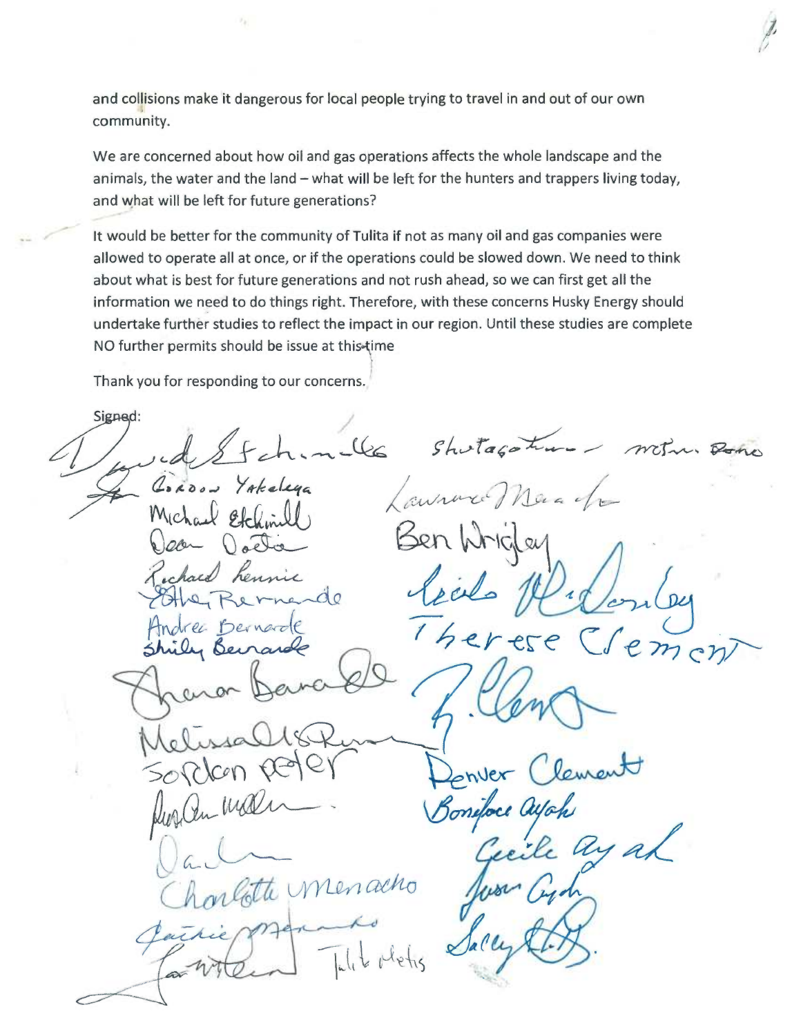and collisions make it dangerous for local people trying to travel in and out of our own community.

We are concerned about how oil and gas operations affects the whole landscape and the animals, the water and the land – what will be left for the hunters and trappers living today, and what will be left for future generations?

It would be better for the community of Tulita if not as many oil and gas companies were allowed to operate all at once, or if the operations could be slowed down. We need to think about what is best for future generations and not rush ahead, so we can first get all the information we need to do things right. Therefore, with these concerns Husky Energy should undertake further studies to reflect the impact in our region. Until these studies are complete NO further permits should be issue at this time

Thank you for responding to our concerns.

Signed:

David Etchinelle
Gordon Yakeleya
Michael Etchinelle
Dean Doctor
Richard Lennie
Esther Bernarde
Andrea Bernarde
Shirley Bernarde
Shenan Bernarde
Melissa McRae
Gordon Peter
Charlotte Menacho
Tulita Metis

Shutagotine – Mtn. Dene
Lawrence Menacho
Ben Wrigley
Therese Clement
Denver Clement
Boniface Ayah
Cecile Ayah
Sally